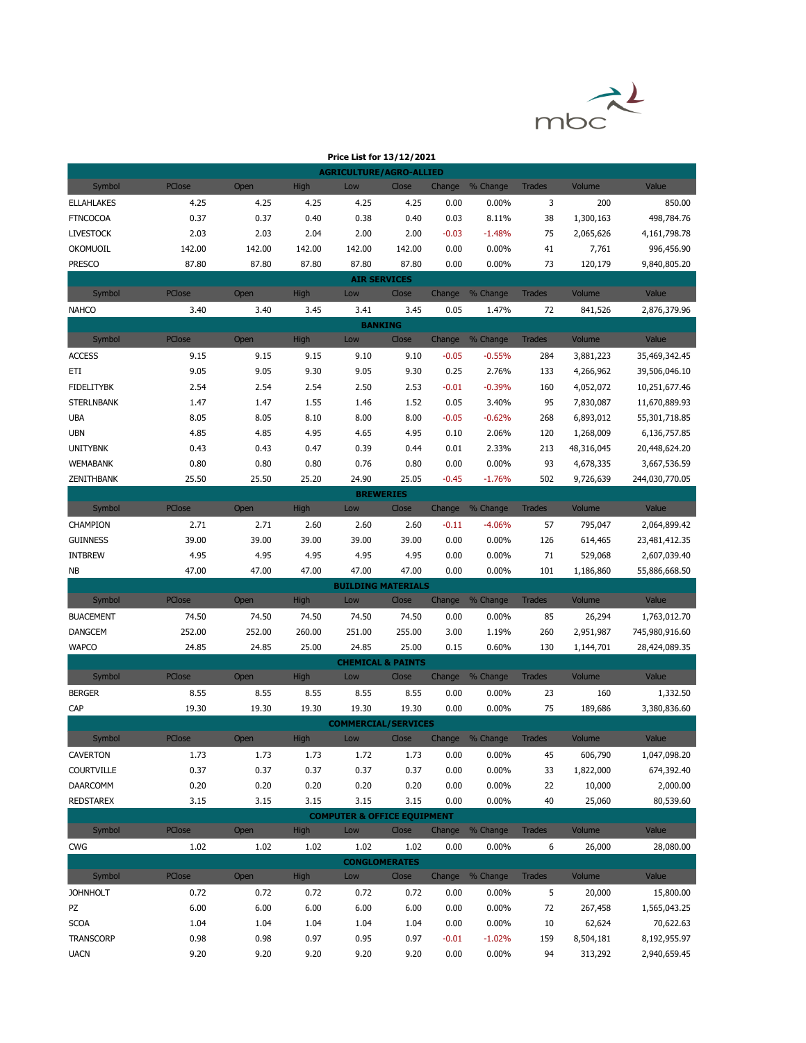# Price List for 13/12/2021

| Symbol | PClose | Open | High | Low | Close | Change | % Change | Trades | Volume | Value |
|---|---|---|---|---|---|---|---|---|---|---|
| **AGRICULTURE/AGRO-ALLIED** | | | | | | | | | | |
| ELLAHLAKES | 4.25 | 4.25 | 4.25 | 4.25 | 4.25 | 0.00 | 0.00% | 3 | 200 | 850.00 |
| FTNCOCOA | 0.37 | 0.37 | 0.40 | 0.38 | 0.40 | 0.03 | 8.11% | 38 | 1,300,163 | 498,784.76 |
| LIVESTOCK | 2.03 | 2.03 | 2.04 | 2.00 | 2.00 | -0.03 | -1.48% | 75 | 2,065,626 | 4,161,798.78 |
| OKOMUOIL | 142.00 | 142.00 | 142.00 | 142.00 | 142.00 | 0.00 | 0.00% | 41 | 7,761 | 996,456.90 |
| PRESCO | 87.80 | 87.80 | 87.80 | 87.80 | 87.80 | 0.00 | 0.00% | 73 | 120,179 | 9,840,805.20 |
| **AIR SERVICES** | | | | | | | | | | |
| NAHCO | 3.40 | 3.40 | 3.45 | 3.41 | 3.45 | 0.05 | 1.47% | 72 | 841,526 | 2,876,379.96 |
| **BANKING** | | | | | | | | | | |
| ACCESS | 9.15 | 9.15 | 9.15 | 9.10 | 9.10 | -0.05 | -0.55% | 284 | 3,881,223 | 35,469,342.45 |
| ETI | 9.05 | 9.05 | 9.30 | 9.05 | 9.30 | 0.25 | 2.76% | 133 | 4,266,962 | 39,506,046.10 |
| FIDELITYBK | 2.54 | 2.54 | 2.54 | 2.50 | 2.53 | -0.01 | -0.39% | 160 | 4,052,072 | 10,251,677.46 |
| STERLNBANK | 1.47 | 1.47 | 1.55 | 1.46 | 1.52 | 0.05 | 3.40% | 95 | 7,830,087 | 11,670,889.93 |
| UBA | 8.05 | 8.05 | 8.10 | 8.00 | 8.00 | -0.05 | -0.62% | 268 | 6,893,012 | 55,301,718.85 |
| UBN | 4.85 | 4.85 | 4.95 | 4.65 | 4.95 | 0.10 | 2.06% | 120 | 1,268,009 | 6,136,757.85 |
| UNITYBNK | 0.43 | 0.43 | 0.47 | 0.39 | 0.44 | 0.01 | 2.33% | 213 | 48,316,045 | 20,448,624.20 |
| WEMABANK | 0.80 | 0.80 | 0.80 | 0.76 | 0.80 | 0.00 | 0.00% | 93 | 4,678,335 | 3,667,536.59 |
| ZENITHBANK | 25.50 | 25.50 | 25.20 | 24.90 | 25.05 | -0.45 | -1.76% | 502 | 9,726,639 | 244,030,770.05 |
| **BREWERIES** | | | | | | | | | | |
| CHAMPION | 2.71 | 2.71 | 2.60 | 2.60 | 2.60 | -0.11 | -4.06% | 57 | 795,047 | 2,064,899.42 |
| GUINNESS | 39.00 | 39.00 | 39.00 | 39.00 | 39.00 | 0.00 | 0.00% | 126 | 614,465 | 23,481,412.35 |
| INTBREW | 4.95 | 4.95 | 4.95 | 4.95 | 4.95 | 0.00 | 0.00% | 71 | 529,068 | 2,607,039.40 |
| NB | 47.00 | 47.00 | 47.00 | 47.00 | 47.00 | 0.00 | 0.00% | 101 | 1,186,860 | 55,886,668.50 |
| **BUILDING MATERIALS** | | | | | | | | | | |
| BUACEMENT | 74.50 | 74.50 | 74.50 | 74.50 | 74.50 | 0.00 | 0.00% | 85 | 26,294 | 1,763,012.70 |
| DANGCEM | 252.00 | 252.00 | 260.00 | 251.00 | 255.00 | 3.00 | 1.19% | 260 | 2,951,987 | 745,980,916.60 |
| WAPCO | 24.85 | 24.85 | 25.00 | 24.85 | 25.00 | 0.15 | 0.60% | 130 | 1,144,701 | 28,424,089.35 |
| **CHEMICAL & PAINTS** | | | | | | | | | | |
| BERGER | 8.55 | 8.55 | 8.55 | 8.55 | 8.55 | 0.00 | 0.00% | 23 | 160 | 1,332.50 |
| CAP | 19.30 | 19.30 | 19.30 | 19.30 | 19.30 | 0.00 | 0.00% | 75 | 189,686 | 3,380,836.60 |
| **COMMERCIAL/SERVICES** | | | | | | | | | | |
| CAVERTON | 1.73 | 1.73 | 1.73 | 1.72 | 1.73 | 0.00 | 0.00% | 45 | 606,790 | 1,047,098.20 |
| COURTVILLE | 0.37 | 0.37 | 0.37 | 0.37 | 0.37 | 0.00 | 0.00% | 33 | 1,822,000 | 674,392.40 |
| DAARCOMM | 0.20 | 0.20 | 0.20 | 0.20 | 0.20 | 0.00 | 0.00% | 22 | 10,000 | 2,000.00 |
| REDSTAREX | 3.15 | 3.15 | 3.15 | 3.15 | 3.15 | 0.00 | 0.00% | 40 | 25,060 | 80,539.60 |
| **COMPUTER & OFFICE EQUIPMENT** | | | | | | | | | | |
| CWG | 1.02 | 1.02 | 1.02 | 1.02 | 1.02 | 0.00 | 0.00% | 6 | 26,000 | 28,080.00 |
| **CONGLOMERATES** | | | | | | | | | | |
| JOHNHOLT | 0.72 | 0.72 | 0.72 | 0.72 | 0.72 | 0.00 | 0.00% | 5 | 20,000 | 15,800.00 |
| PZ | 6.00 | 6.00 | 6.00 | 6.00 | 6.00 | 0.00 | 0.00% | 72 | 267,458 | 1,565,043.25 |
| SCOA | 1.04 | 1.04 | 1.04 | 1.04 | 1.04 | 0.00 | 0.00% | 10 | 62,624 | 70,622.63 |
| TRANSCORP | 0.98 | 0.98 | 0.97 | 0.95 | 0.97 | -0.01 | -1.02% | 159 | 8,504,181 | 8,192,955.97 |
| UACN | 9.20 | 9.20 | 9.20 | 9.20 | 9.20 | 0.00 | 0.00% | 94 | 313,292 | 2,940,659.45 |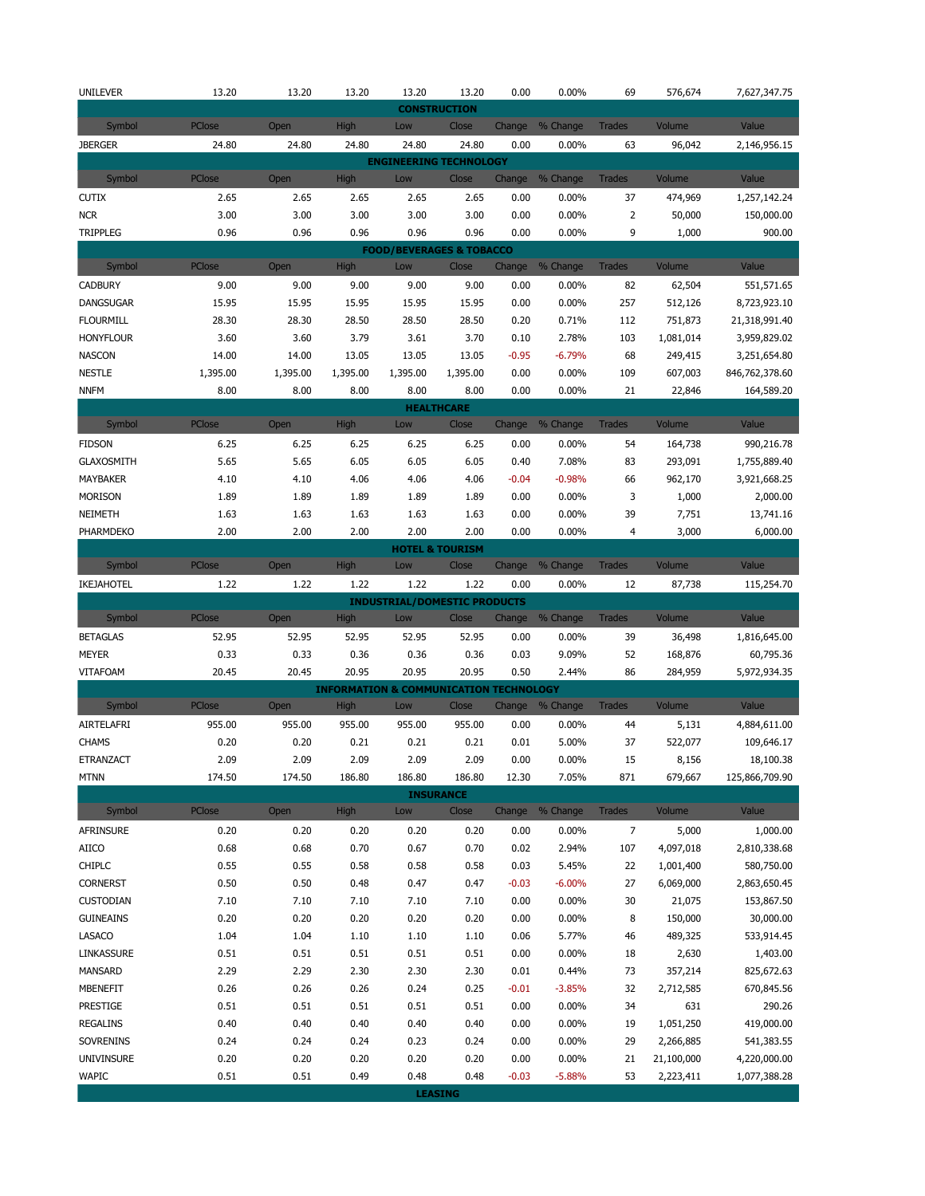| Symbol | PClose | Open | High | Low | Close | Change | % Change | Trades | Volume | Value |
|---|---|---|---|---|---|---|---|---|---|---|
| UNILEVER | 13.20 | 13.20 | 13.20 | 13.20 | 13.20 | 0.00 | 0.00% | 69 | 576,674 | 7,627,347.75 |

**CONSTRUCTION**

| Symbol | PClose | Open | High | Low | Close | Change | % Change | Trades | Volume | Value |
|---|---|---|---|---|---|---|---|---|---|---|
| JBERGER | 24.80 | 24.80 | 24.80 | 24.80 | 24.80 | 0.00 | 0.00% | 63 | 96,042 | 2,146,956.15 |

**ENGINEERING TECHNOLOGY**

| Symbol | PClose | Open | High | Low | Close | Change | % Change | Trades | Volume | Value |
|---|---|---|---|---|---|---|---|---|---|---|
| CUTIX | 2.65 | 2.65 | 2.65 | 2.65 | 2.65 | 0.00 | 0.00% | 37 | 474,969 | 1,257,142.24 |
| NCR | 3.00 | 3.00 | 3.00 | 3.00 | 3.00 | 0.00 | 0.00% | 2 | 50,000 | 150,000.00 |
| TRIPPLEG | 0.96 | 0.96 | 0.96 | 0.96 | 0.96 | 0.00 | 0.00% | 9 | 1,000 | 900.00 |

**FOOD/BEVERAGES & TOBACCO**

| Symbol | PClose | Open | High | Low | Close | Change | % Change | Trades | Volume | Value |
|---|---|---|---|---|---|---|---|---|---|---|
| CADBURY | 9.00 | 9.00 | 9.00 | 9.00 | 9.00 | 0.00 | 0.00% | 82 | 62,504 | 551,571.65 |
| DANGSUGAR | 15.95 | 15.95 | 15.95 | 15.95 | 15.95 | 0.00 | 0.00% | 257 | 512,126 | 8,723,923.10 |
| FLOURMILL | 28.30 | 28.30 | 28.50 | 28.50 | 28.50 | 0.20 | 0.71% | 112 | 751,873 | 21,318,991.40 |
| HONYFLOUR | 3.60 | 3.60 | 3.79 | 3.61 | 3.70 | 0.10 | 2.78% | 103 | 1,081,014 | 3,959,829.02 |
| NASCON | 14.00 | 14.00 | 13.05 | 13.05 | 13.05 | -0.95 | -6.79% | 68 | 249,415 | 3,251,654.80 |
| NESTLE | 1,395.00 | 1,395.00 | 1,395.00 | 1,395.00 | 1,395.00 | 0.00 | 0.00% | 109 | 607,003 | 846,762,378.60 |
| NNFM | 8.00 | 8.00 | 8.00 | 8.00 | 8.00 | 0.00 | 0.00% | 21 | 22,846 | 164,589.20 |

**HEALTHCARE**

| Symbol | PClose | Open | High | Low | Close | Change | % Change | Trades | Volume | Value |
|---|---|---|---|---|---|---|---|---|---|---|
| FIDSON | 6.25 | 6.25 | 6.25 | 6.25 | 6.25 | 0.00 | 0.00% | 54 | 164,738 | 990,216.78 |
| GLAXOSMITH | 5.65 | 5.65 | 6.05 | 6.05 | 6.05 | 0.40 | 7.08% | 83 | 293,091 | 1,755,889.40 |
| MAYBAKER | 4.10 | 4.10 | 4.06 | 4.06 | 4.06 | -0.04 | -0.98% | 66 | 962,170 | 3,921,668.25 |
| MORISON | 1.89 | 1.89 | 1.89 | 1.89 | 1.89 | 0.00 | 0.00% | 3 | 1,000 | 2,000.00 |
| NEIMETH | 1.63 | 1.63 | 1.63 | 1.63 | 1.63 | 0.00 | 0.00% | 39 | 7,751 | 13,741.16 |
| PHARMDEKO | 2.00 | 2.00 | 2.00 | 2.00 | 2.00 | 0.00 | 0.00% | 4 | 3,000 | 6,000.00 |

**HOTEL & TOURISM**

| Symbol | PClose | Open | High | Low | Close | Change | % Change | Trades | Volume | Value |
|---|---|---|---|---|---|---|---|---|---|---|
| IKEJAHOTEL | 1.22 | 1.22 | 1.22 | 1.22 | 1.22 | 0.00 | 0.00% | 12 | 87,738 | 115,254.70 |

**INDUSTRIAL/DOMESTIC PRODUCTS**

| Symbol | PClose | Open | High | Low | Close | Change | % Change | Trades | Volume | Value |
|---|---|---|---|---|---|---|---|---|---|---|
| BETAGLAS | 52.95 | 52.95 | 52.95 | 52.95 | 52.95 | 0.00 | 0.00% | 39 | 36,498 | 1,816,645.00 |
| MEYER | 0.33 | 0.33 | 0.36 | 0.36 | 0.36 | 0.03 | 9.09% | 52 | 168,876 | 60,795.36 |
| VITAFOAM | 20.45 | 20.45 | 20.95 | 20.95 | 20.95 | 0.50 | 2.44% | 86 | 284,959 | 5,972,934.35 |

**INFORMATION & COMMUNICATION TECHNOLOGY**

| Symbol | PClose | Open | High | Low | Close | Change | % Change | Trades | Volume | Value |
|---|---|---|---|---|---|---|---|---|---|---|
| AIRTELAFRI | 955.00 | 955.00 | 955.00 | 955.00 | 955.00 | 0.00 | 0.00% | 44 | 5,131 | 4,884,611.00 |
| CHAMS | 0.20 | 0.20 | 0.21 | 0.21 | 0.21 | 0.01 | 5.00% | 37 | 522,077 | 109,646.17 |
| ETRANZACT | 2.09 | 2.09 | 2.09 | 2.09 | 2.09 | 0.00 | 0.00% | 15 | 8,156 | 18,100.38 |
| MTNN | 174.50 | 174.50 | 186.80 | 186.80 | 186.80 | 12.30 | 7.05% | 871 | 679,667 | 125,866,709.90 |

**INSURANCE**

| Symbol | PClose | Open | High | Low | Close | Change | % Change | Trades | Volume | Value |
|---|---|---|---|---|---|---|---|---|---|---|
| AFRINSURE | 0.20 | 0.20 | 0.20 | 0.20 | 0.20 | 0.00 | 0.00% | 7 | 5,000 | 1,000.00 |
| AIICO | 0.68 | 0.68 | 0.70 | 0.67 | 0.70 | 0.02 | 2.94% | 107 | 4,097,018 | 2,810,338.68 |
| CHIPLC | 0.55 | 0.55 | 0.58 | 0.58 | 0.58 | 0.03 | 5.45% | 22 | 1,001,400 | 580,750.00 |
| CORNERST | 0.50 | 0.50 | 0.48 | 0.47 | 0.47 | -0.03 | -6.00% | 27 | 6,069,000 | 2,863,650.45 |
| CUSTODIAN | 7.10 | 7.10 | 7.10 | 7.10 | 7.10 | 0.00 | 0.00% | 30 | 21,075 | 153,867.50 |
| GUINEAINS | 0.20 | 0.20 | 0.20 | 0.20 | 0.20 | 0.00 | 0.00% | 8 | 150,000 | 30,000.00 |
| LASACO | 1.04 | 1.04 | 1.10 | 1.10 | 1.10 | 0.06 | 5.77% | 46 | 489,325 | 533,914.45 |
| LINKASSURE | 0.51 | 0.51 | 0.51 | 0.51 | 0.51 | 0.00 | 0.00% | 18 | 2,630 | 1,403.00 |
| MANSARD | 2.29 | 2.29 | 2.30 | 2.30 | 2.30 | 0.01 | 0.44% | 73 | 357,214 | 825,672.63 |
| MBENEFIT | 0.26 | 0.26 | 0.26 | 0.24 | 0.25 | -0.01 | -3.85% | 32 | 2,712,585 | 670,845.56 |
| PRESTIGE | 0.51 | 0.51 | 0.51 | 0.51 | 0.51 | 0.00 | 0.00% | 34 | 631 | 290.26 |
| REGALINS | 0.40 | 0.40 | 0.40 | 0.40 | 0.40 | 0.00 | 0.00% | 19 | 1,051,250 | 419,000.00 |
| SOVRENINS | 0.24 | 0.24 | 0.24 | 0.23 | 0.24 | 0.00 | 0.00% | 29 | 2,266,885 | 541,383.55 |
| UNIVINSURE | 0.20 | 0.20 | 0.20 | 0.20 | 0.20 | 0.00 | 0.00% | 21 | 21,100,000 | 4,220,000.00 |
| WAPIC | 0.51 | 0.51 | 0.49 | 0.48 | 0.48 | -0.03 | -5.88% | 53 | 2,223,411 | 1,077,388.28 |

**LEASING**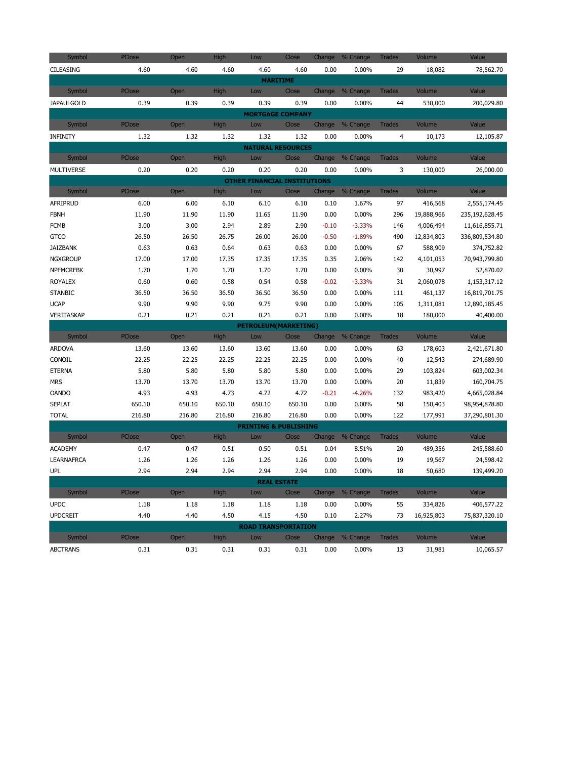| Symbol | PClose | Open | High | Low | Close | Change | % Change | Trades | Volume | Value |
|---|---|---|---|---|---|---|---|---|---|---|
| CILEASING | 4.60 | 4.60 | 4.60 | 4.60 | 4.60 | 0.00 | 0.00% | 29 | 18,082 | 78,562.70 |

**MARITIME**

| Symbol | PClose | Open | High | Low | Close | Change | % Change | Trades | Volume | Value |
|---|---|---|---|---|---|---|---|---|---|---|
| JAPAULGOLD | 0.39 | 0.39 | 0.39 | 0.39 | 0.39 | 0.00 | 0.00% | 44 | 530,000 | 200,029.80 |

**MORTGAGE COMPANY**

| Symbol | PClose | Open | High | Low | Close | Change | % Change | Trades | Volume | Value |
|---|---|---|---|---|---|---|---|---|---|---|
| INFINITY | 1.32 | 1.32 | 1.32 | 1.32 | 1.32 | 0.00 | 0.00% | 4 | 10,173 | 12,105.87 |

**NATURAL RESOURCES**

| Symbol | PClose | Open | High | Low | Close | Change | % Change | Trades | Volume | Value |
|---|---|---|---|---|---|---|---|---|---|---|
| MULTIVERSE | 0.20 | 0.20 | 0.20 | 0.20 | 0.20 | 0.00 | 0.00% | 3 | 130,000 | 26,000.00 |

**OTHER FINANCIAL INSTITUTIONS**

| Symbol | PClose | Open | High | Low | Close | Change | % Change | Trades | Volume | Value |
|---|---|---|---|---|---|---|---|---|---|---|
| AFRIPRUD | 6.00 | 6.00 | 6.10 | 6.10 | 6.10 | 0.10 | 1.67% | 97 | 416,568 | 2,555,174.45 |
| FBNH | 11.90 | 11.90 | 11.90 | 11.65 | 11.90 | 0.00 | 0.00% | 296 | 19,888,966 | 235,192,628.45 |
| FCMB | 3.00 | 3.00 | 2.94 | 2.89 | 2.90 | -0.10 | -3.33% | 146 | 4,006,494 | 11,616,855.71 |
| GTCO | 26.50 | 26.50 | 26.75 | 26.00 | 26.00 | -0.50 | -1.89% | 490 | 12,834,803 | 336,809,534.80 |
| JAIZBANK | 0.63 | 0.63 | 0.64 | 0.63 | 0.63 | 0.00 | 0.00% | 67 | 588,909 | 374,752.82 |
| NGXGROUP | 17.00 | 17.00 | 17.35 | 17.35 | 17.35 | 0.35 | 2.06% | 142 | 4,101,053 | 70,943,799.80 |
| NPFMCRFBK | 1.70 | 1.70 | 1.70 | 1.70 | 1.70 | 0.00 | 0.00% | 30 | 30,997 | 52,870.02 |
| ROYALEX | 0.60 | 0.60 | 0.58 | 0.54 | 0.58 | -0.02 | -3.33% | 31 | 2,060,078 | 1,153,317.12 |
| STANBIC | 36.50 | 36.50 | 36.50 | 36.50 | 36.50 | 0.00 | 0.00% | 111 | 461,137 | 16,819,701.75 |
| UCAP | 9.90 | 9.90 | 9.90 | 9.75 | 9.90 | 0.00 | 0.00% | 105 | 1,311,081 | 12,890,185.45 |
| VERITASKAP | 0.21 | 0.21 | 0.21 | 0.21 | 0.21 | 0.00 | 0.00% | 18 | 180,000 | 40,400.00 |

**PETROLEUM(MARKETING)**

| Symbol | PClose | Open | High | Low | Close | Change | % Change | Trades | Volume | Value |
|---|---|---|---|---|---|---|---|---|---|---|
| ARDOVA | 13.60 | 13.60 | 13.60 | 13.60 | 13.60 | 0.00 | 0.00% | 63 | 178,603 | 2,421,671.80 |
| CONOIL | 22.25 | 22.25 | 22.25 | 22.25 | 22.25 | 0.00 | 0.00% | 40 | 12,543 | 274,689.90 |
| ETERNA | 5.80 | 5.80 | 5.80 | 5.80 | 5.80 | 0.00 | 0.00% | 29 | 103,824 | 603,002.34 |
| MRS | 13.70 | 13.70 | 13.70 | 13.70 | 13.70 | 0.00 | 0.00% | 20 | 11,839 | 160,704.75 |
| OANDO | 4.93 | 4.93 | 4.73 | 4.72 | 4.72 | -0.21 | -4.26% | 132 | 983,420 | 4,665,028.84 |
| SEPLAT | 650.10 | 650.10 | 650.10 | 650.10 | 650.10 | 0.00 | 0.00% | 58 | 150,403 | 98,954,878.80 |
| TOTAL | 216.80 | 216.80 | 216.80 | 216.80 | 216.80 | 0.00 | 0.00% | 122 | 177,991 | 37,290,801.30 |

**PRINTING & PUBLISHING**

| Symbol | PClose | Open | High | Low | Close | Change | % Change | Trades | Volume | Value |
|---|---|---|---|---|---|---|---|---|---|---|
| ACADEMY | 0.47 | 0.47 | 0.51 | 0.50 | 0.51 | 0.04 | 8.51% | 20 | 489,356 | 245,588.60 |
| LEARNAFRCA | 1.26 | 1.26 | 1.26 | 1.26 | 1.26 | 0.00 | 0.00% | 19 | 19,567 | 24,598.42 |
| UPL | 2.94 | 2.94 | 2.94 | 2.94 | 2.94 | 0.00 | 0.00% | 18 | 50,680 | 139,499.20 |

**REAL ESTATE**

| Symbol | PClose | Open | High | Low | Close | Change | % Change | Trades | Volume | Value |
|---|---|---|---|---|---|---|---|---|---|---|
| UPDC | 1.18 | 1.18 | 1.18 | 1.18 | 1.18 | 0.00 | 0.00% | 55 | 334,826 | 406,577.22 |
| UPDCREIT | 4.40 | 4.40 | 4.50 | 4.15 | 4.50 | 0.10 | 2.27% | 73 | 16,925,803 | 75,837,320.10 |

**ROAD TRANSPORTATION**

| Symbol | PClose | Open | High | Low | Close | Change | % Change | Trades | Volume | Value |
|---|---|---|---|---|---|---|---|---|---|---|
| ABCTRANS | 0.31 | 0.31 | 0.31 | 0.31 | 0.31 | 0.00 | 0.00% | 13 | 31,981 | 10,065.57 |